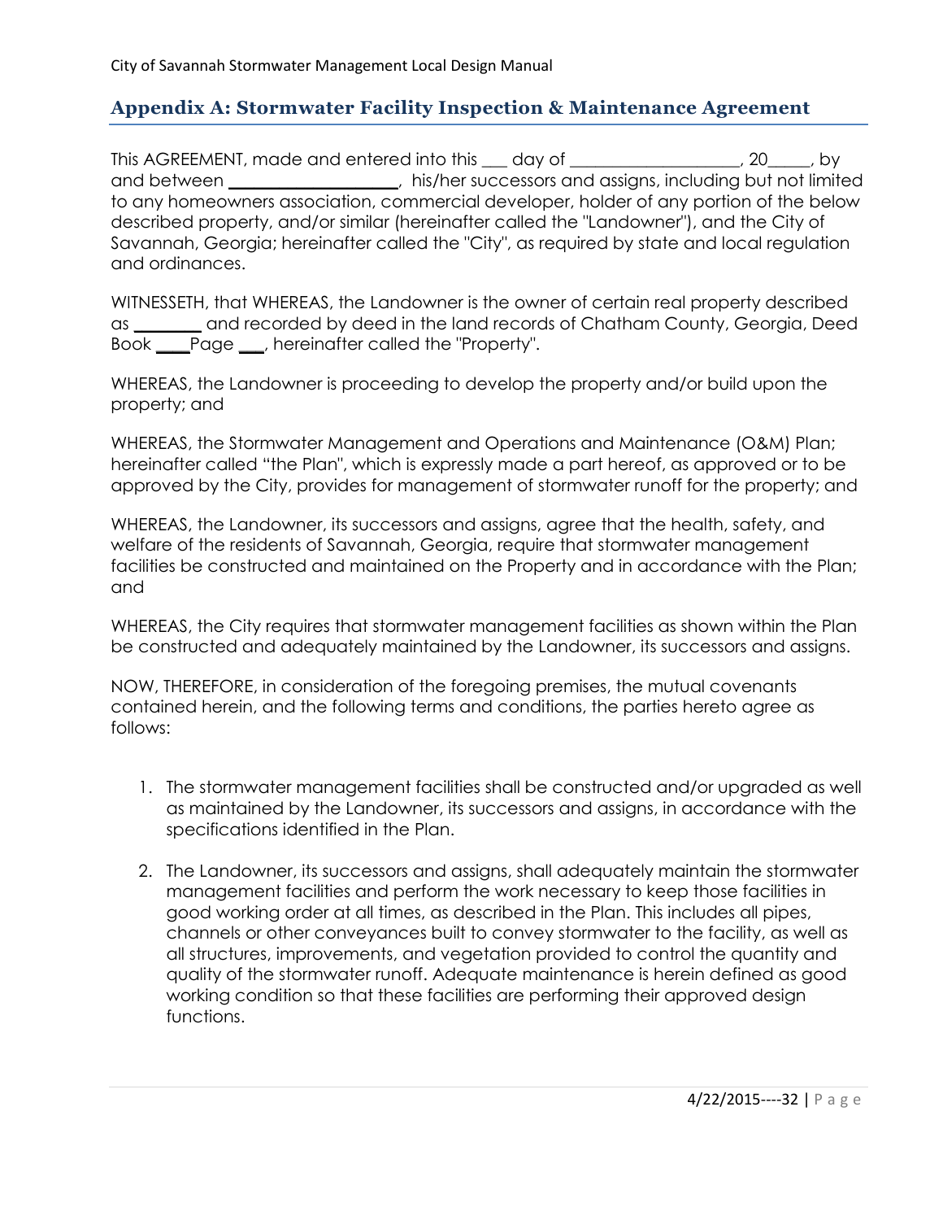## Appendix A: Stormwater Facility Inspection & Maintenance Agreement

This AGREEMENT, made and entered into this ___ day of ___________________, 20_____, by and between ___________________, his/her successors and assigns, including but not limited to any homeowners association, commercial developer, holder of any portion of the below described property, and/or similar (hereinafter called the "Landowner"), and the City of Savannah, Georgia; hereinafter called the "City", as required by state and local regulation and ordinances.

WITNESSETH, that WHEREAS, the Landowner is the owner of certain real property described as ________ and recorded by deed in the land records of Chatham County, Georgia, Deed Book ____Page ___, hereinafter called the "Property".

WHEREAS, the Landowner is proceeding to develop the property and/or build upon the property; and

WHEREAS, the Stormwater Management and Operations and Maintenance (O&M) Plan; hereinafter called "the Plan", which is expressly made a part hereof, as approved or to be approved by the City, provides for management of stormwater runoff for the property; and

WHEREAS, the Landowner, its successors and assigns, agree that the health, safety, and welfare of the residents of Savannah, Georgia, require that stormwater management facilities be constructed and maintained on the Property and in accordance with the Plan; and

WHEREAS, the City requires that stormwater management facilities as shown within the Plan be constructed and adequately maintained by the Landowner, its successors and assigns.

NOW, THEREFORE, in consideration of the foregoing premises, the mutual covenants contained herein, and the following terms and conditions, the parties hereto agree as follows:

1. The stormwater management facilities shall be constructed and/or upgraded as well as maintained by the Landowner, its successors and assigns, in accordance with the specifications identified in the Plan.

2. The Landowner, its successors and assigns, shall adequately maintain the stormwater management facilities and perform the work necessary to keep those facilities in good working order at all times, as described in the Plan. This includes all pipes, channels or other conveyances built to convey stormwater to the facility, as well as all structures, improvements, and vegetation provided to control the quantity and quality of the stormwater runoff. Adequate maintenance is herein defined as good working condition so that these facilities are performing their approved design functions.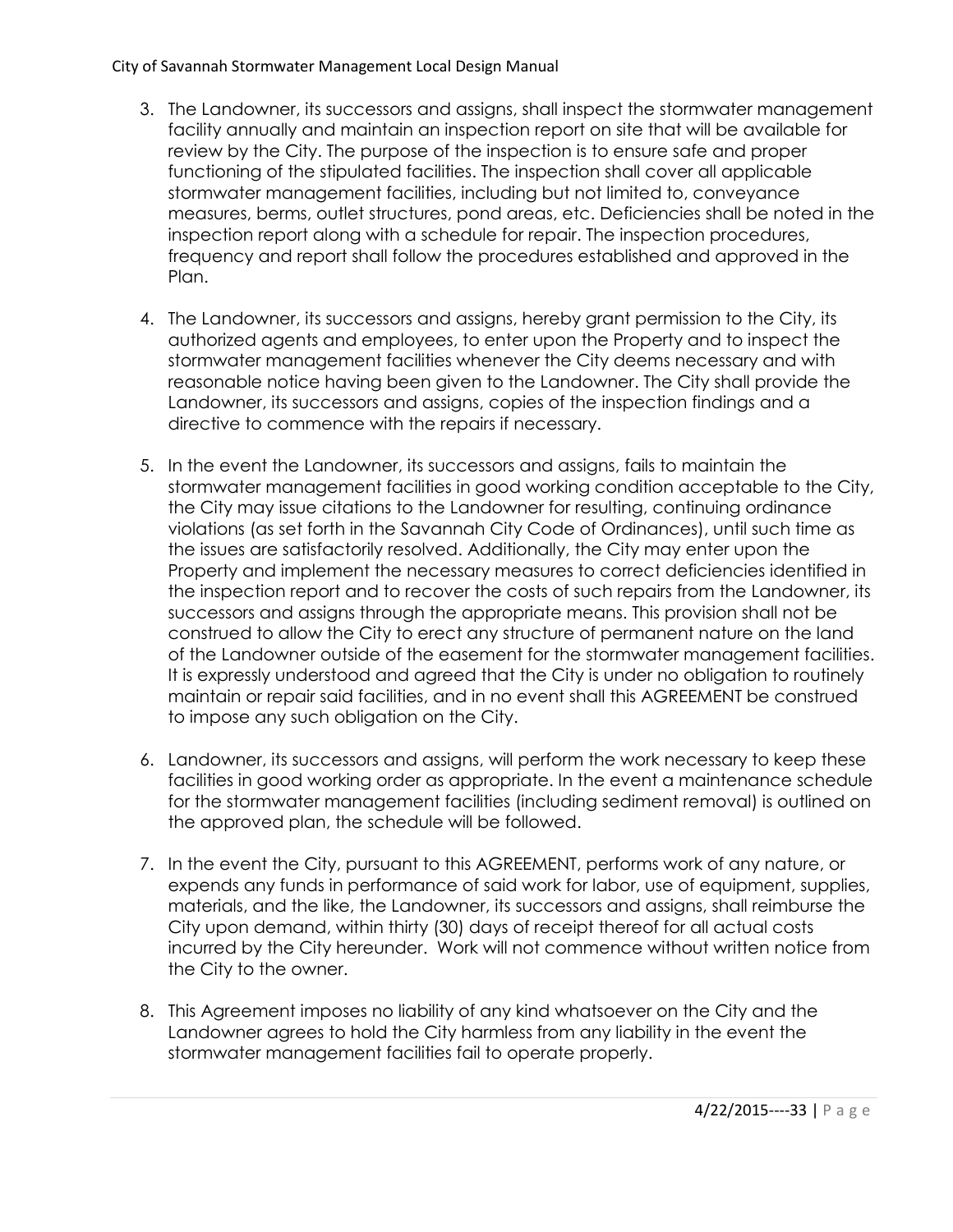3. The Landowner, its successors and assigns, shall inspect the stormwater management facility annually and maintain an inspection report on site that will be available for review by the City. The purpose of the inspection is to ensure safe and proper functioning of the stipulated facilities. The inspection shall cover all applicable stormwater management facilities, including but not limited to, conveyance measures, berms, outlet structures, pond areas, etc. Deficiencies shall be noted in the inspection report along with a schedule for repair. The inspection procedures, frequency and report shall follow the procedures established and approved in the Plan.

4. The Landowner, its successors and assigns, hereby grant permission to the City, its authorized agents and employees, to enter upon the Property and to inspect the stormwater management facilities whenever the City deems necessary and with reasonable notice having been given to the Landowner. The City shall provide the Landowner, its successors and assigns, copies of the inspection findings and a directive to commence with the repairs if necessary.

5. In the event the Landowner, its successors and assigns, fails to maintain the stormwater management facilities in good working condition acceptable to the City, the City may issue citations to the Landowner for resulting, continuing ordinance violations (as set forth in the Savannah City Code of Ordinances), until such time as the issues are satisfactorily resolved. Additionally, the City may enter upon the Property and implement the necessary measures to correct deficiencies identified in the inspection report and to recover the costs of such repairs from the Landowner, its successors and assigns through the appropriate means. This provision shall not be construed to allow the City to erect any structure of permanent nature on the land of the Landowner outside of the easement for the stormwater management facilities. It is expressly understood and agreed that the City is under no obligation to routinely maintain or repair said facilities, and in no event shall this AGREEMENT be construed to impose any such obligation on the City.

6. Landowner, its successors and assigns, will perform the work necessary to keep these facilities in good working order as appropriate. In the event a maintenance schedule for the stormwater management facilities (including sediment removal) is outlined on the approved plan, the schedule will be followed.

7. In the event the City, pursuant to this AGREEMENT, performs work of any nature, or expends any funds in performance of said work for labor, use of equipment, supplies, materials, and the like, the Landowner, its successors and assigns, shall reimburse the City upon demand, within thirty (30) days of receipt thereof for all actual costs incurred by the City hereunder. Work will not commence without written notice from the City to the owner.

8. This Agreement imposes no liability of any kind whatsoever on the City and the Landowner agrees to hold the City harmless from any liability in the event the stormwater management facilities fail to operate properly.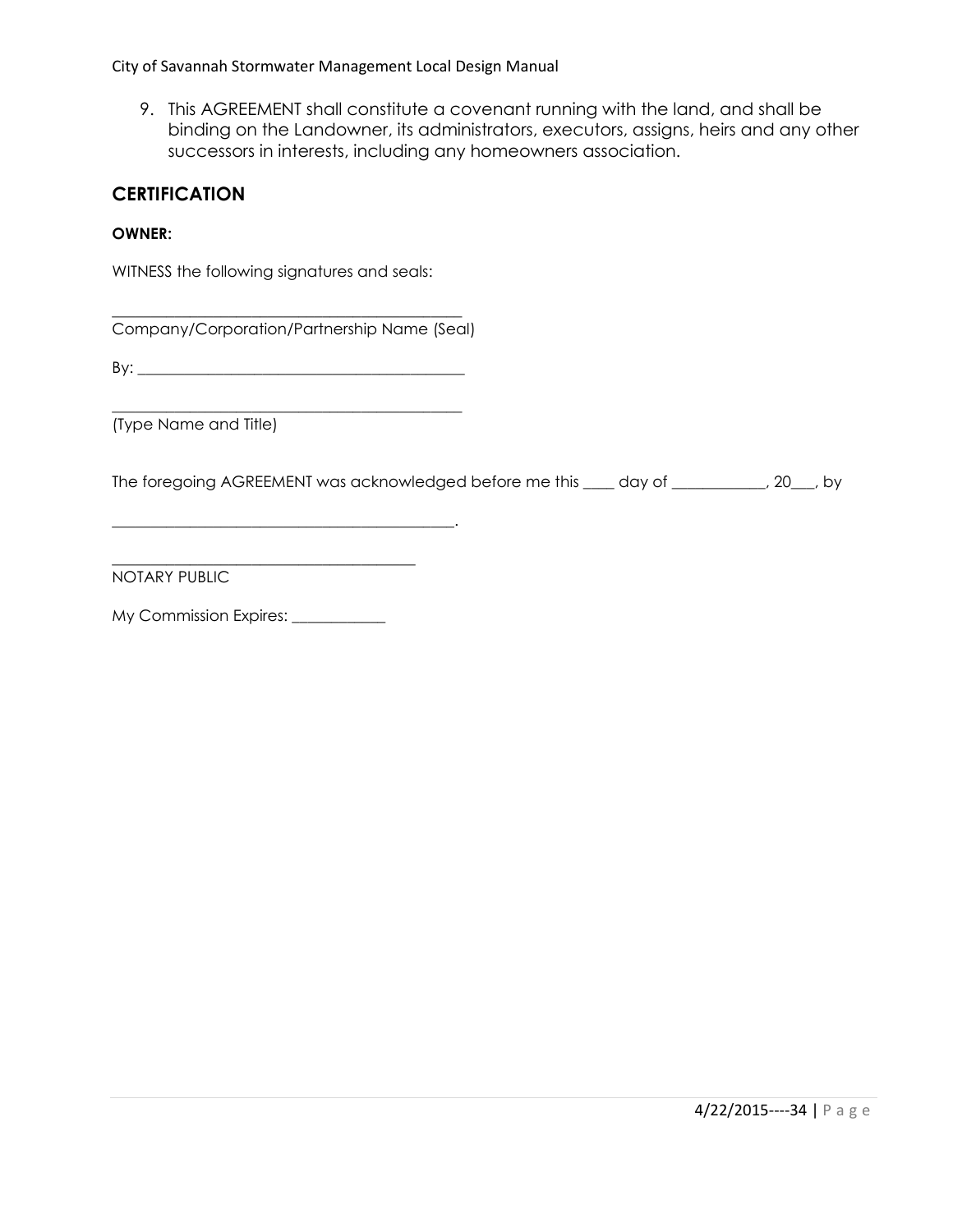9. This AGREEMENT shall constitute a covenant running with the land, and shall be binding on the Landowner, its administrators, executors, assigns, heirs and any other successors in interests, including any homeowners association.

## CERTIFICATION

**OWNER:**

WITNESS the following signatures and seals:

_____________________________________________
Company/Corporation/Partnership Name (Seal)

By: ____________________________________________

_____________________________________________
(Type Name and Title)

The foregoing AGREEMENT was acknowledged before me this ____ day of ____________, 20___, by

_____________________________________________.

_______________________________________
NOTARY PUBLIC

My Commission Expires: ____________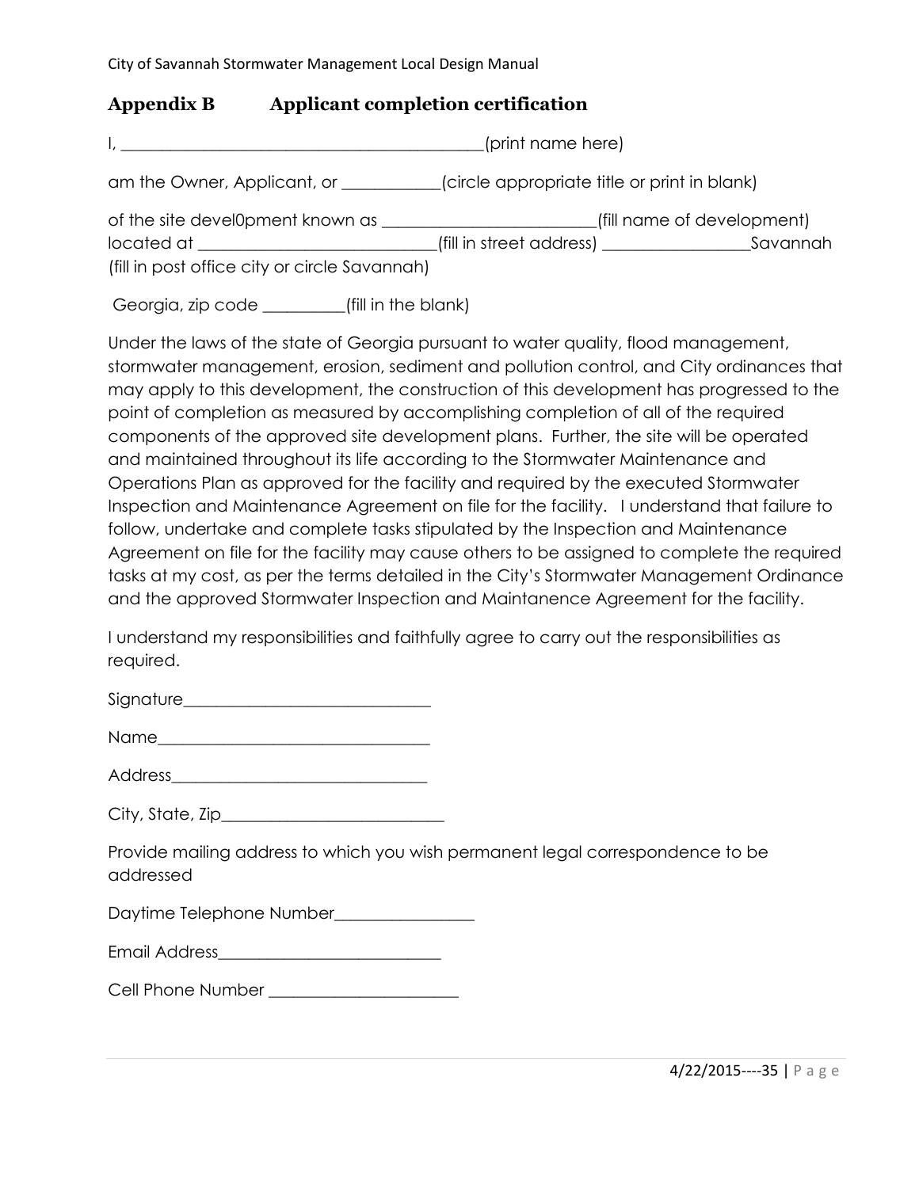## Appendix B Applicant completion certification

I, ________________________________________(print name here)

am the Owner, Applicant, or ___________(circle appropriate title or print in blank)

of the site devel0pment known as ________________________(fill name of development) located at ___________________________(fill in street address) ________________Savannah (fill in post office city or circle Savannah)

Georgia, zip code _________(fill in the blank)

Under the laws of the state of Georgia pursuant to water quality, flood management, stormwater management, erosion, sediment and pollution control, and City ordinances that may apply to this development, the construction of this development has progressed to the point of completion as measured by accomplishing completion of all of the required components of the approved site development plans. Further, the site will be operated and maintained throughout its life according to the Stormwater Maintenance and Operations Plan as approved for the facility and required by the executed Stormwater Inspection and Maintenance Agreement on file for the facility. I understand that failure to follow, undertake and complete tasks stipulated by the Inspection and Maintenance Agreement on file for the facility may cause others to be assigned to complete the required tasks at my cost, as per the terms detailed in the City's Stormwater Management Ordinance and the approved Stormwater Inspection and Maintanence Agreement for the facility.

I understand my responsibilities and faithfully agree to carry out the responsibilities as required.

Signature_____________________________

Name________________________________

Address______________________________

City, State, Zip__________________________

Provide mailing address to which you wish permanent legal correspondence to be addressed

Daytime Telephone Number________________

Email Address__________________________

Cell Phone Number ______________________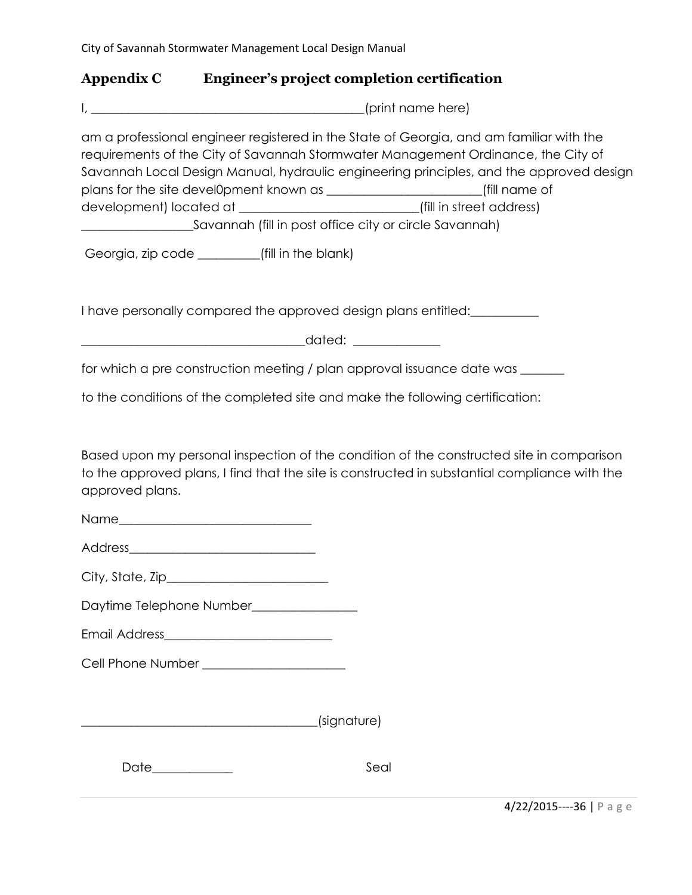## Appendix C Engineer's project completion certification

I, ________________________________________(print name here)

am a professional engineer registered in the State of Georgia, and am familiar with the requirements of the City of Savannah Stormwater Management Ordinance, the City of Savannah Local Design Manual, hydraulic engineering principles, and the approved design plans for the site devel0pment known as _______________________(fill name of development) located at __________________________(fill in street address) ________________Savannah (fill in post office city or circle Savannah)

Georgia, zip code _________(fill in the blank)

I have personally compared the approved design plans entitled:__________

__________________________________dated: _____________

for which a pre construction meeting / plan approval issuance date was _______

to the conditions of the completed site and make the following certification:

Based upon my personal inspection of the condition of the constructed site in comparison to the approved plans, I find that the site is constructed in substantial compliance with the approved plans.

Name_____________________________

Address_____________________________

City, State, Zip_________________________

Daytime Telephone Number________________

Email Address__________________________

Cell Phone Number ______________________

____________________________________(signature)

Date____________ Seal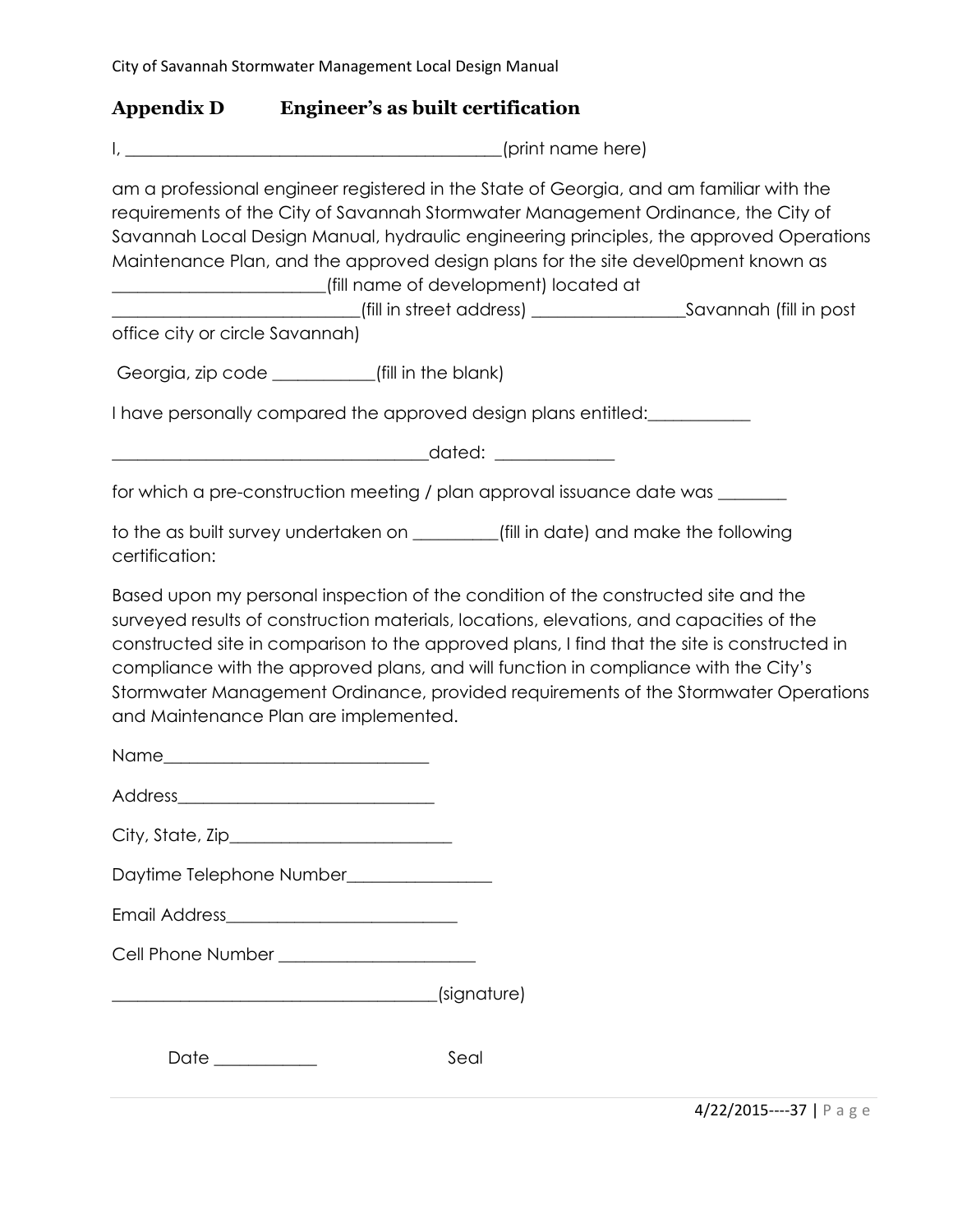## Appendix D Engineer's as built certification

I, ________________________________________(print name here)

am a professional engineer registered in the State of Georgia, and am familiar with the requirements of the City of Savannah Stormwater Management Ordinance, the City of Savannah Local Design Manual, hydraulic engineering principles, the approved Operations Maintenance Plan, and the approved design plans for the site devel0pment known as ______________________(fill name of development) located at ___________________________(fill in street address) ________________Savannah (fill in post office city or circle Savannah)

Georgia, zip code ___________(fill in the blank)

I have personally compared the approved design plans entitled:___________

___________________________________dated: _____________

for which a pre-construction meeting / plan approval issuance date was ________

to the as built survey undertaken on _________(fill in date) and make the following certification:

Based upon my personal inspection of the condition of the constructed site and the surveyed results of construction materials, locations, elevations, and capacities of the constructed site in comparison to the approved plans, I find that the site is constructed in compliance with the approved plans, and will function in compliance with the City's Stormwater Management Ordinance, provided requirements of the Stormwater Operations and Maintenance Plan are implemented.

Name______________________________

Address_____________________________

City, State, Zip_________________________

Daytime Telephone Number________________

Email Address__________________________

Cell Phone Number ______________________

____________________________________(signature)

Date ___________ Seal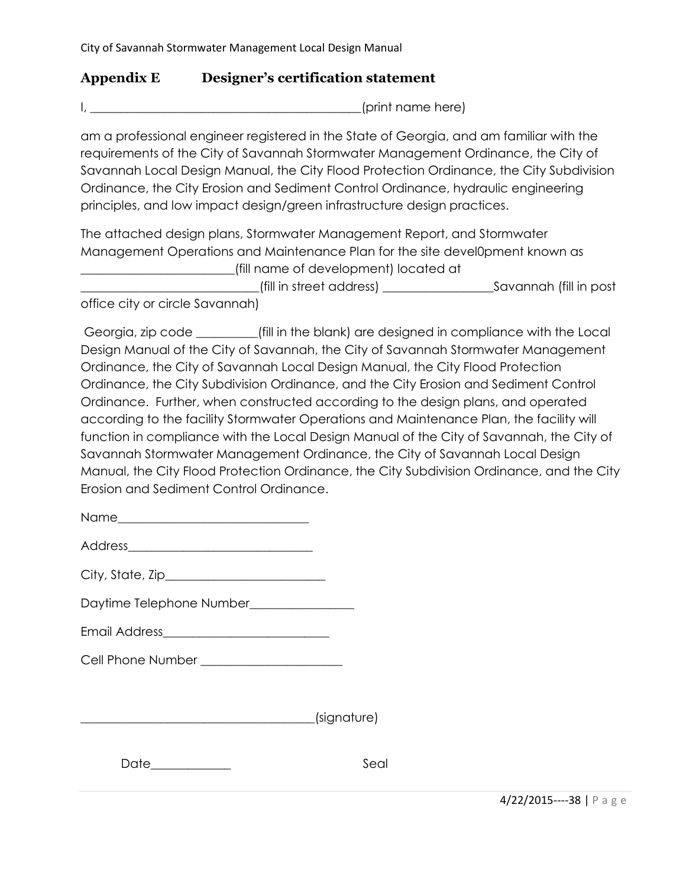## Appendix E Designer's certification statement

I, ________________________________________(print name here)

am a professional engineer registered in the State of Georgia, and am familiar with the requirements of the City of Savannah Stormwater Management Ordinance, the City of Savannah Local Design Manual, the City Flood Protection Ordinance, the City Subdivision Ordinance, the City Erosion and Sediment Control Ordinance, hydraulic engineering principles, and low impact design/green infrastructure design practices.

The attached design plans, Stormwater Management Report, and Stormwater Management Operations and Maintenance Plan for the site devel0pment known as ________________________(fill name of development) located at ____________________________(fill in street address) _________________Savannah (fill in post office city or circle Savannah)

Georgia, zip code _________(fill in the blank) are designed in compliance with the Local Design Manual of the City of Savannah, the City of Savannah Stormwater Management Ordinance, the City of Savannah Local Design Manual, the City Flood Protection Ordinance, the City Subdivision Ordinance, and the City Erosion and Sediment Control Ordinance. Further, when constructed according to the design plans, and operated according to the facility Stormwater Operations and Maintenance Plan, the facility will function in compliance with the Local Design Manual of the City of Savannah, the City of Savannah Stormwater Management Ordinance, the City of Savannah Local Design Manual, the City Flood Protection Ordinance, the City Subdivision Ordinance, and the City Erosion and Sediment Control Ordinance.

Name______________________________

Address_____________________________

City, State, Zip_________________________

Daytime Telephone Number________________

Email Address__________________________

Cell Phone Number ______________________

_____________________________________(signature)

Date____________ Seal